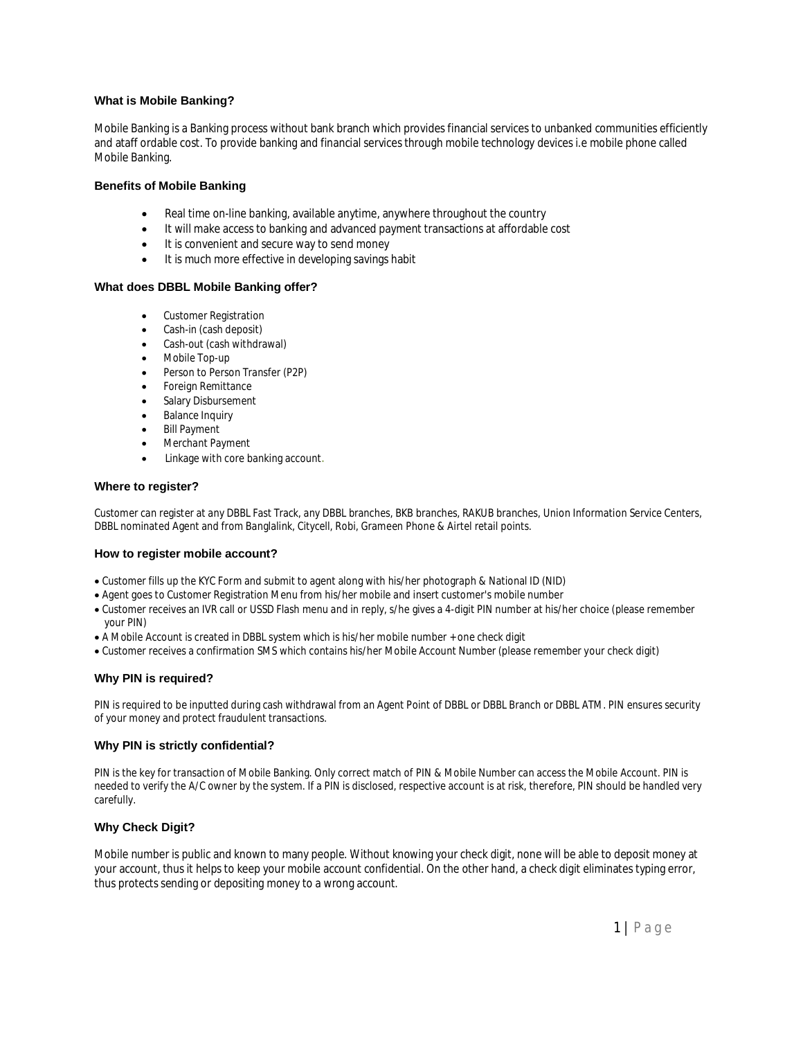### What is Mobile Banking?

Mobile Banking is a Banking process without bank branch which provides financial services to unbanked communities efficiently and ataff ordable cost. To provide banking and financial services through mobile technology devices i.e mobile phone called Mobile Banking.

### Benefits of Mobile Banking

- Real time on-line banking, available anytime, anywhere throughout the country
- It will make access to banking and advanced payment transactions at affordable cost
- It is convenient and secure way to send money
- It is much more effective in developing savings habit

### What does DBBL Mobile Banking offer?

- Customer Registration
- Cash-in (cash deposit)
- Cash-out (cash withdrawal)
- Mobile Top-up
- Person to Person Transfer (P2P)
- Foreign Remittance
- Salary Disbursement
- Balance Inquiry
- Bill Payment
- Merchant Payment
- Linkage with core banking account.

### Where to register?

Customer can register at any DBBL Fast Track, any DBBL branches, BKB branches, RAKUB branches, Union Information Service Centers, DBBL nominated Agent and from Banglalink, Citycell, Robi, Grameen Phone & Airtel retail points.

### How to register mobile account?

- Customer fills up the KYC Form and submit to agent along with his/her photograph & National ID (NID)
- Agent goes to Customer Registration Menu from his/her mobile and insert customer's mobile number
- Customer receives an IVR call or USSD Flash menu and in reply, s/he gives a 4-digit PIN number at his/her choice (please remember your PIN)
- A Mobile Account is created in DBBL system which is his/her mobile number + one check digit
- Customer receives a confirmation SMS which contains his/her Mobile Account Number (please remember your check digit)

### Why PIN is required?

PIN is required to be inputted during cash withdrawal from an Agent Point of DBBL or DBBL Branch or DBBL ATM. PIN ensures security of your money and protect fraudulent transactions.

### Why PIN is strictly confidential?

PIN is the key for transaction of Mobile Banking. Only correct match of PIN & Mobile Number can access the Mobile Account. PIN is needed to verify the A/C owner by the system. If a PIN is disclosed, respective account is at risk, therefore, PIN should be handled very carefully.

### Why Check Digit?

Mobile number is public and known to many people. Without knowing your check digit, none will be able to deposit money at your account, thus it helps to keep your mobile account confidential. On the other hand, a check digit eliminates typing error, thus protects sending or depositing money to a wrong account.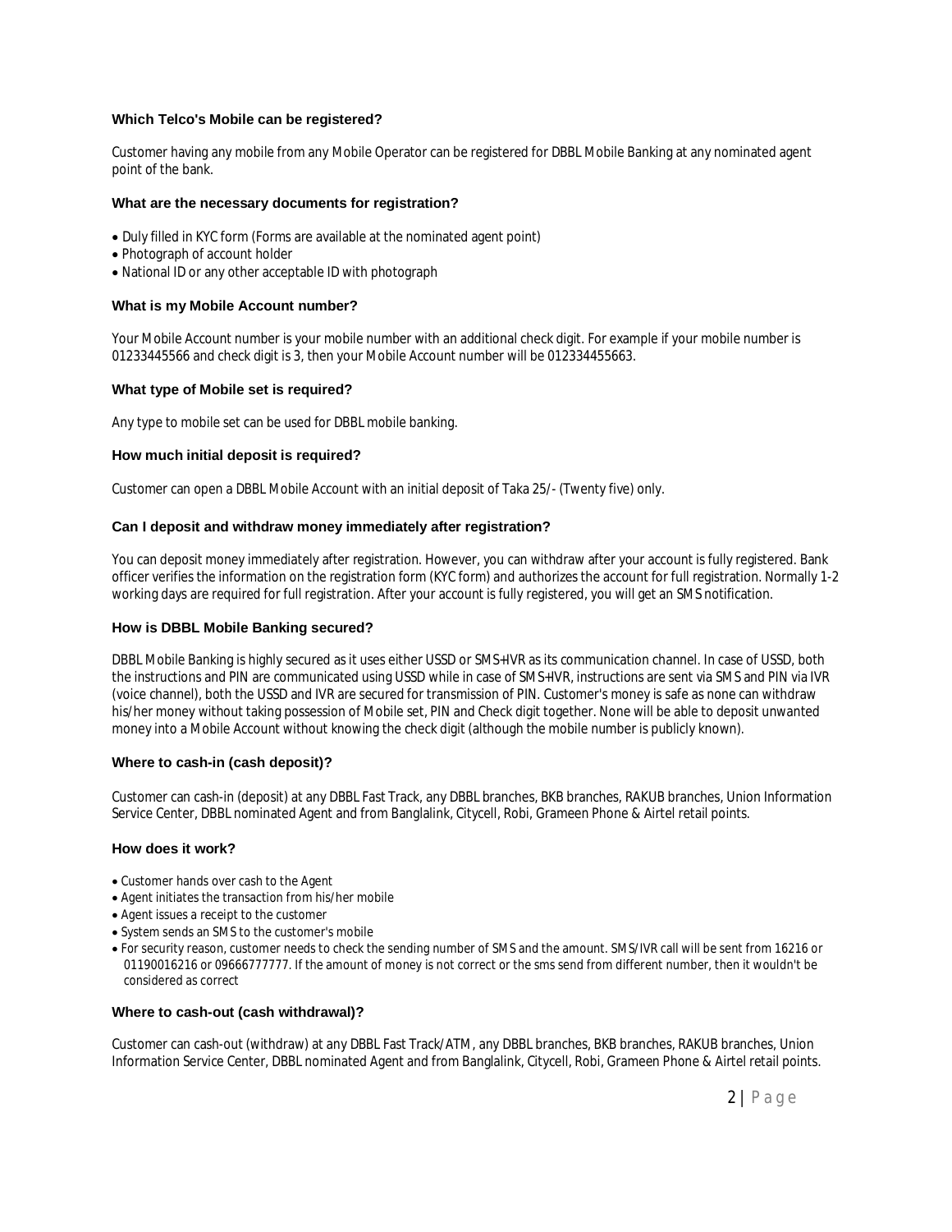### Which Telco's Mobile can be registered?

Customer having any mobile from any Mobile Operator can be registered for DBBL Mobile Banking at any nominated agent point of the bank.

### What are the necessary documents for registration?

- Duly filled in KYC form (Forms are available at the nominated agent point)
- Photograph of account holder
- National ID or any other acceptable ID with photograph

### What is my Mobile Account number?

Your Mobile Account number is your mobile number with an additional check digit. For example if your mobile number is 01233445566 and check digit is 3, then your Mobile Account number will be 012334455663.

### What type of Mobile set is required?

Any type to mobile set can be used for DBBL mobile banking.

### How much initial deposit is required?

Customer can open a DBBL Mobile Account with an initial deposit of Taka 25/- (Twenty five) only.

### Can I deposit and withdraw money immediately after registration?

You can deposit money immediately after registration. However, you can withdraw after your account is fully registered. Bank officer verifies the information on the registration form (KYC form) and authorizes the account for full registration. Normally 1-2 working days are required for full registration. After your account is fully registered, you will get an SMS notification.

### How is DBBL Mobile Banking secured?

DBBL Mobile Banking is highly secured as it uses either USSD or SMS+IVR as its communication channel. In case of USSD, both the instructions and PIN are communicated using USSD while in case of SMS+IVR, instructions are sent via SMS and PIN via IVR (voice channel), both the USSD and IVR are secured for transmission of PIN. Customer's money is safe as none can withdraw his/her money without taking possession of Mobile set, PIN and Check digit together. None will be able to deposit unwanted money into a Mobile Account without knowing the check digit (although the mobile number is publicly known).

### Where to cash-in (cash deposit)?

Customer can cash-in (deposit) at any DBBL Fast Track, any DBBL branches, BKB branches, RAKUB branches, Union Information Service Center, DBBL nominated Agent and from Banglalink, Citycell, Robi, Grameen Phone & Airtel retail points.

### How does it work?

- Customer hands over cash to the Agent
- Agent initiates the transaction from his/her mobile
- Agent issues a receipt to the customer
- System sends an SMS to the customer's mobile
- For security reason, customer needs to check the sending number of SMS and the amount. SMS/IVR call will be sent from 16216 or 01190016216 or 09666777777. If the amount of money is not correct or the sms send from different number, then it wouldn't be considered as correct

### Where to cash-out (cash withdrawal)?

Customer can cash-out (withdraw) at any DBBL Fast Track/ATM, any DBBL branches, BKB branches, RAKUB branches, Union Information Service Center, DBBL nominated Agent and from Banglalink, Citycell, Robi, Grameen Phone & Airtel retail points.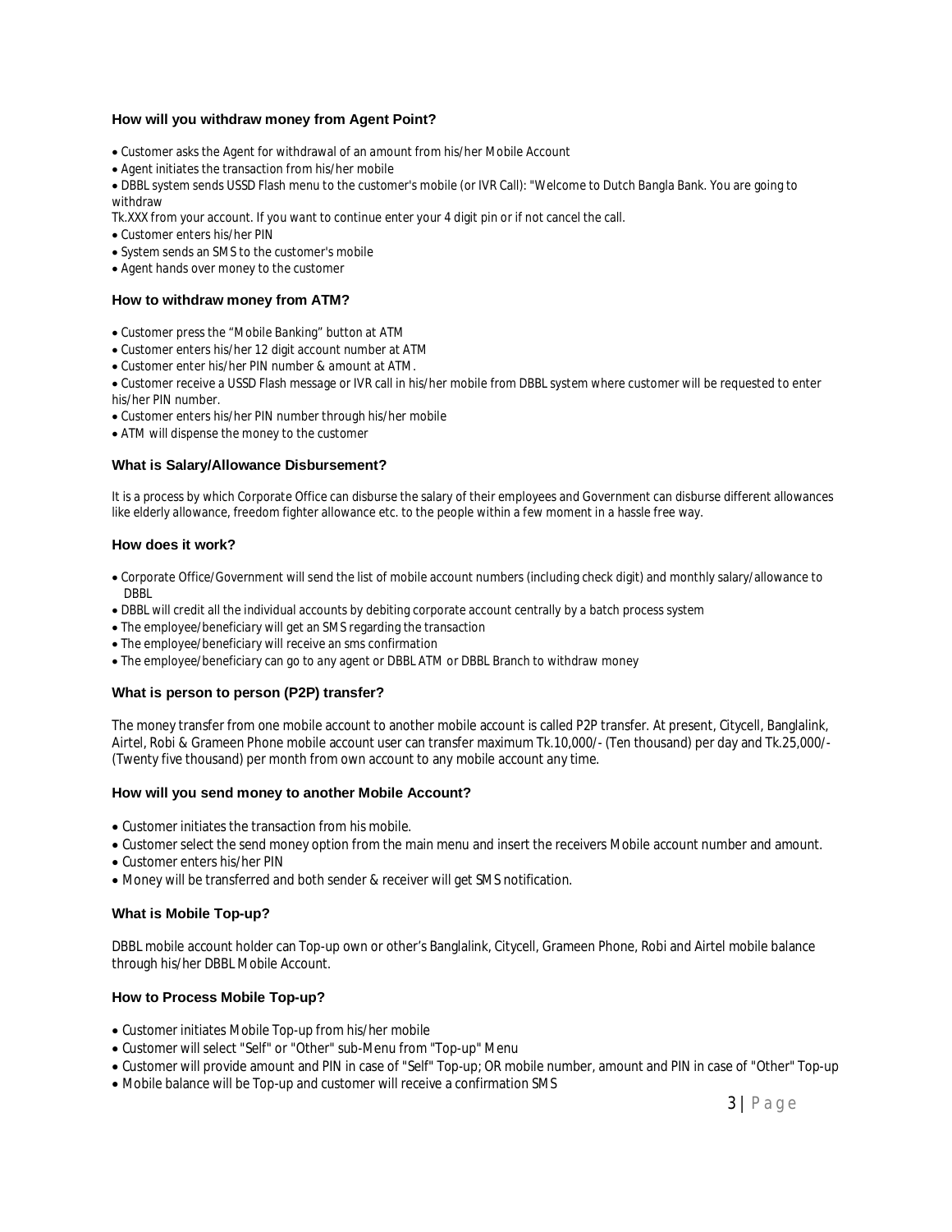### How will you withdraw money from Agent Point?

- Customer asks the Agent for withdrawal of an amount from his/her Mobile Account
- Agent initiates the transaction from his/her mobile
- DBBL system sends USSD Flash menu to the customer's mobile (or IVR Call): "Welcome to Dutch Bangla Bank. You are going to withdraw Tk.XXX from your account. If you want to continue enter your 4 digit pin or if not cancel the call.
- Customer enters his/her PIN
- System sends an SMS to the customer's mobile
- Agent hands over money to the customer

### How to withdraw money from ATM?

- Customer press the "Mobile Banking" button at ATM
- Customer enters his/her 12 digit account number at ATM
- Customer enter his/her PIN number & amount at ATM.
- Customer receive a USSD Flash message or IVR call in his/her mobile from DBBL system where customer will be requested to enter his/her PIN number.
- Customer enters his/her PIN number through his/her mobile
- ATM will dispense the money to the customer

### What is Salary/Allowance Disbursement?

It is a process by which Corporate Office can disburse the salary of their employees and Government can disburse different allowances like elderly allowance, freedom fighter allowance etc. to the people within a few moment in a hassle free way.

### How does it work?

- Corporate Office/Government will send the list of mobile account numbers (including check digit) and monthly salary/allowance to DBBL
- DBBL will credit all the individual accounts by debiting corporate account centrally by a batch process system
- The employee/beneficiary will get an SMS regarding the transaction
- The employee/beneficiary will receive an sms confirmation
- The employee/beneficiary can go to any agent or DBBL ATM or DBBL Branch to withdraw money

### What is person to person (P2P) transfer?

The money transfer from one mobile account to another mobile account is called P2P transfer. At present, Citycell, Banglalink, Airtel, Robi & Grameen Phone mobile account user can transfer maximum Tk.10,000/- (Ten thousand) per day and Tk.25,000/- (Twenty five thousand) per month from own account to any mobile account any time.

### How will you send money to another Mobile Account?

- Customer initiates the transaction from his mobile.
- Customer select the send money option from the main menu and insert the receivers Mobile account number and amount.
- Customer enters his/her PIN
- Money will be transferred and both sender & receiver will get SMS notification.

### What is Mobile Top-up?

DBBL mobile account holder can Top-up own or other's Banglalink, Citycell, Grameen Phone, Robi and Airtel mobile balance through his/her DBBL Mobile Account.

### How to Process Mobile Top-up?

- Customer initiates Mobile Top-up from his/her mobile
- Customer will select "Self" or "Other" sub-Menu from "Top-up" Menu
- Customer will provide amount and PIN in case of "Self" Top-up; OR mobile number, amount and PIN in case of "Other" Top-up
- Mobile balance will be Top-up and customer will receive a confirmation SMS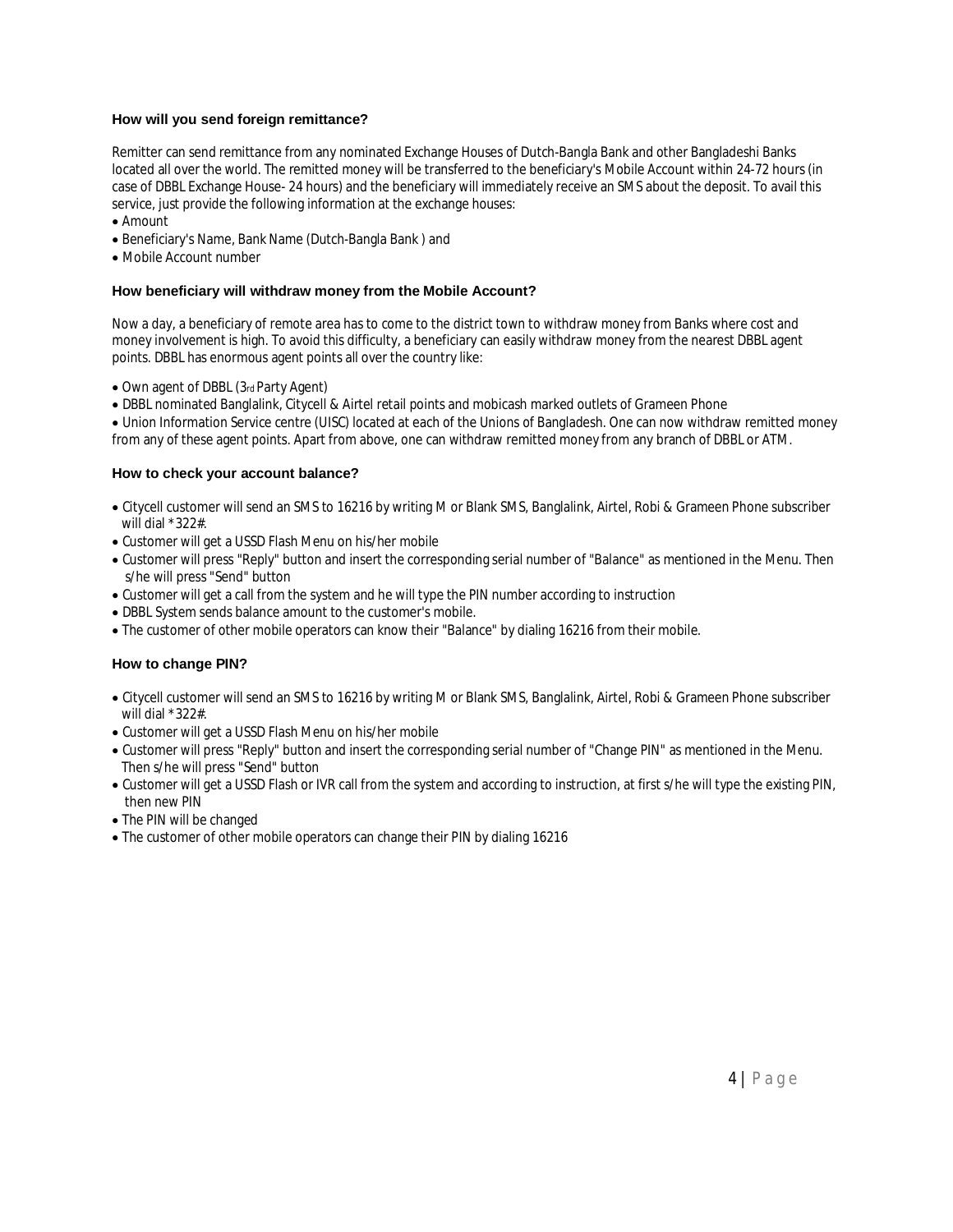### How will you send foreign remittance?

Remitter can send remittance from any nominated Exchange Houses of Dutch-Bangla Bank and other Bangladeshi Banks located all over the world. The remitted money will be transferred to the beneficiary's Mobile Account within 24-72 hours (in case of DBBL Exchange House- 24 hours) and the beneficiary will immediately receive an SMS about the deposit. To avail this service, just provide the following information at the exchange houses:

- Amount
- Beneficiary's Name, Bank Name (Dutch-Bangla Bank ) and
- Mobile Account number

### How beneficiary will withdraw money from the Mobile Account?

Now a day, a beneficiary of remote area has to come to the district town to withdraw money from Banks where cost and money involvement is high. To avoid this difficulty, a beneficiary can easily withdraw money from the nearest DBBL agent points. DBBL has enormous agent points all over the country like:

- Own agent of DBBL (3rd Party Agent)
- DBBL nominated Banglalink, Citycell & Airtel retail points and mobicash marked outlets of Grameen Phone
- Union Information Service centre (UISC) located at each of the Unions of Bangladesh. One can now withdraw remitted money from any of these agent points. Apart from above, one can withdraw remitted money from any branch of DBBL or ATM.

### How to check your account balance?

- Citycell customer will send an SMS to 16216 by writing M or Blank SMS, Banglalink, Airtel, Robi & Grameen Phone subscriber will dial *322#.
- Customer will get a USSD Flash Menu on his/her mobile
- Customer will press "Reply" button and insert the corresponding serial number of "Balance" as mentioned in the Menu. Then s/he will press "Send" button
- Customer will get a call from the system and he will type the PIN number according to instruction
- DBBL System sends balance amount to the customer's mobile.
- The customer of other mobile operators can know their "Balance" by dialing 16216 from their mobile.

### How to change PIN?

- Citycell customer will send an SMS to 16216 by writing M or Blank SMS, Banglalink, Airtel, Robi & Grameen Phone subscriber will dial *322#.
- Customer will get a USSD Flash Menu on his/her mobile
- Customer will press "Reply" button and insert the corresponding serial number of "Change PIN" as mentioned in the Menu. Then s/he will press "Send" button
- Customer will get a USSD Flash or IVR call from the system and according to instruction, at first s/he will type the existing PIN, then new PIN
- The PIN will be changed
- The customer of other mobile operators can change their PIN by dialing 16216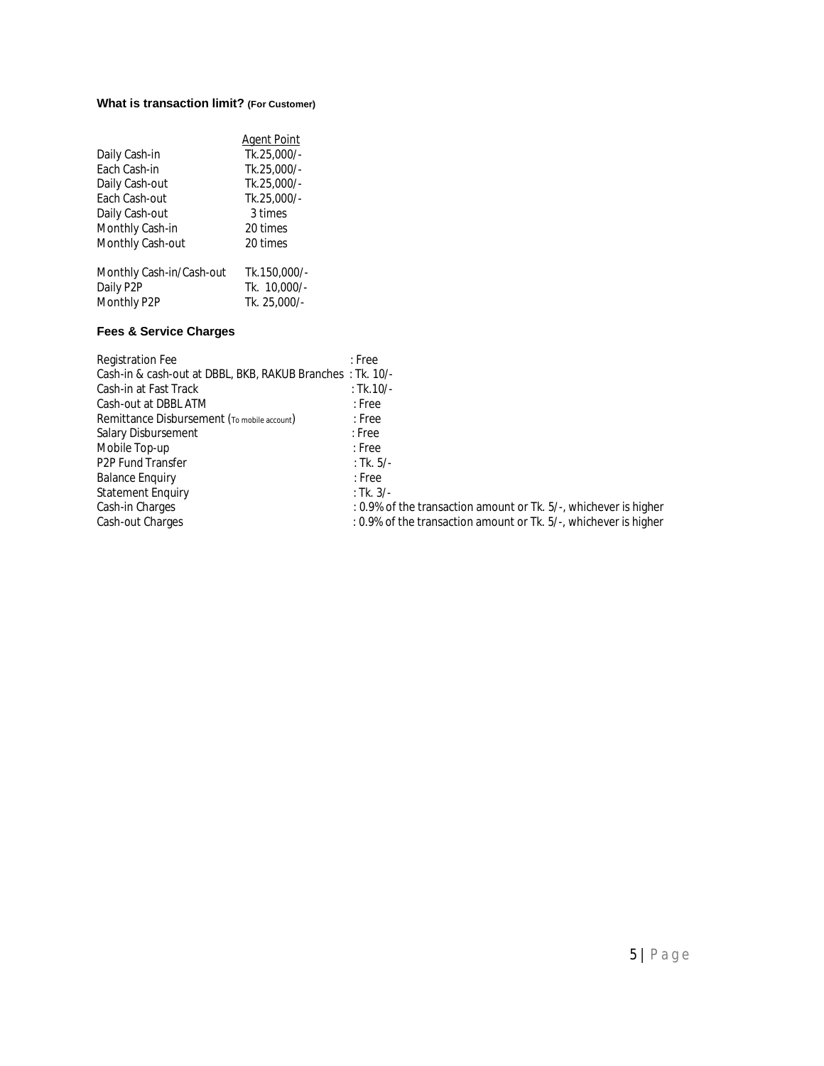### What is transaction limit? (For Customer)

| | Agent Point |
|---|---|
| Daily Cash-in | Tk.25,000/- |
| Each Cash-in | Tk.25,000/- |
| Daily Cash-out | Tk.25,000/- |
| Each Cash-out | Tk.25,000/- |
| Daily Cash-out | 3 times |
| Monthly Cash-in | 20 times |
| Monthly Cash-out | 20 times |
| Monthly Cash-in/Cash-out | Tk.150,000/- |
| Daily P2P | Tk. 10,000/- |
| Monthly P2P | Tk. 25,000/- |

### Fees & Service Charges

| | |
|---|---|
| Registration Fee | : Free |
| Cash-in & cash-out at DBBL, BKB, RAKUB Branches | : Tk. 10/- |
| Cash-in at Fast Track | : Tk.10/- |
| Cash-out at DBBL ATM | : Free |
| Remittance Disbursement (To mobile account) | : Free |
| Salary Disbursement | : Free |
| Mobile Top-up | : Free |
| P2P Fund Transfer | : Tk. 5/- |
| Balance Enquiry | : Free |
| Statement Enquiry | : Tk. 3/- |
| Cash-in Charges | : 0.9% of the transaction amount or Tk. 5/-, whichever is higher |
| Cash-out Charges | : 0.9% of the transaction amount or Tk. 5/-, whichever is higher |